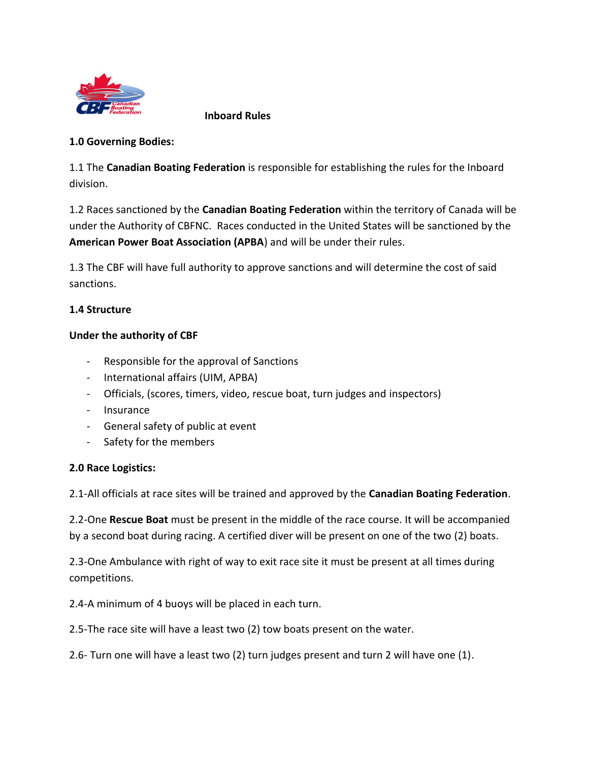# Inboard Rules

**1.0 Governing Bodies:**

1.1 The **Canadian Boating Federation** is responsible for establishing the rules for the Inboard division.

1.2 Races sanctioned by the **Canadian Boating Federation** within the territory of Canada will be under the Authority of CBFNC. Races conducted in the United States will be sanctioned by the **American Power Boat Association (APBA)** and will be under their rules.

1.3 The CBF will have full authority to approve sanctions and will determine the cost of said sanctions.

**1.4 Structure**

**Under the authority of CBF**

- Responsible for the approval of Sanctions
- International affairs (UIM, APBA)
- Officials, (scores, timers, video, rescue boat, turn judges and inspectors)
- Insurance
- General safety of public at event
- Safety for the members

**2.0 Race Logistics:**

2.1-All officials at race sites will be trained and approved by the **Canadian Boating Federation**.

2.2-One **Rescue Boat** must be present in the middle of the race course. It will be accompanied by a second boat during racing. A certified diver will be present on one of the two (2) boats.

2.3-One Ambulance with right of way to exit race site it must be present at all times during competitions.

2.4-A minimum of 4 buoys will be placed in each turn.

2.5-The race site will have a least two (2) tow boats present on the water.

2.6- Turn one will have a least two (2) turn judges present and turn 2 will have one (1).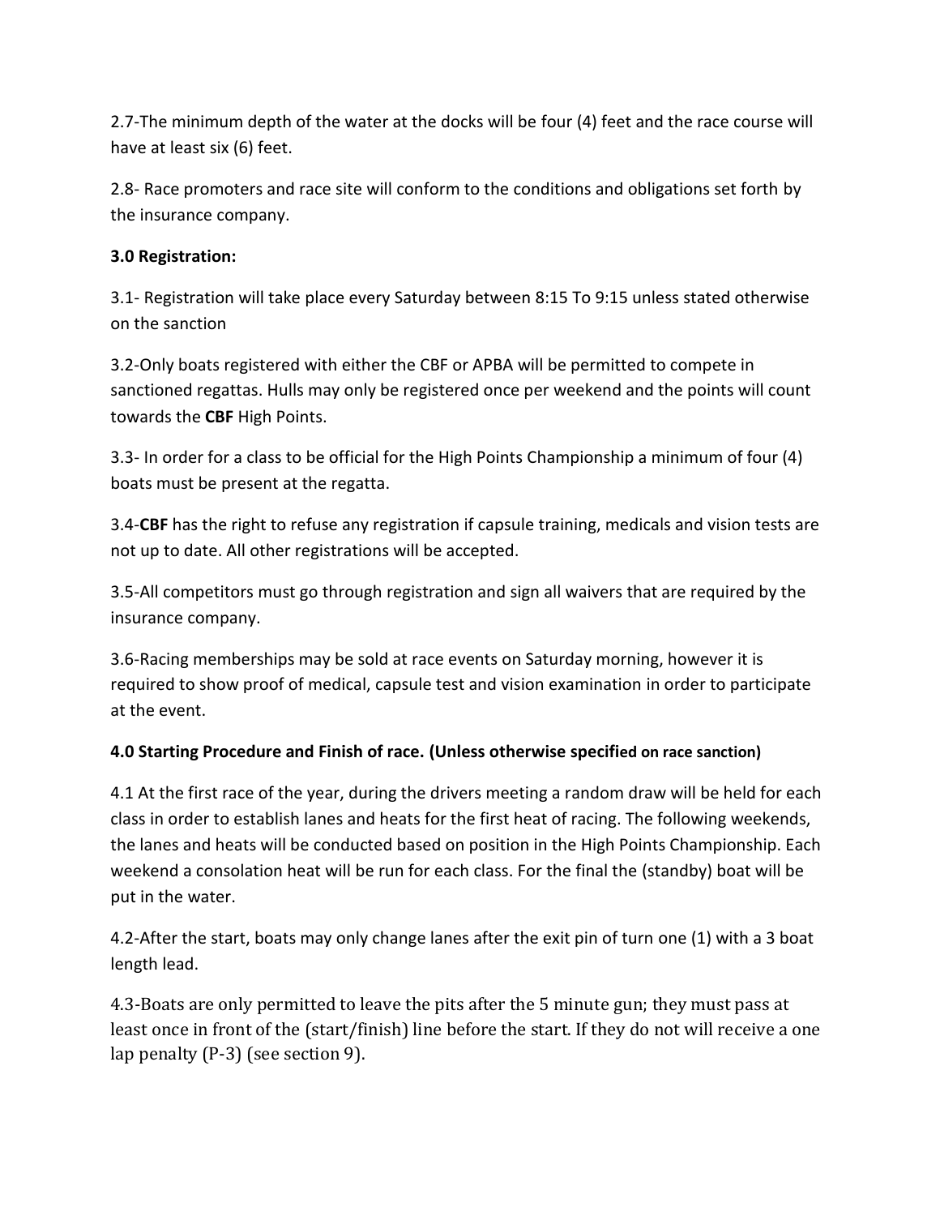2.7-The minimum depth of the water at the docks will be four (4) feet and the race course will have at least six (6) feet.

2.8- Race promoters and race site will conform to the conditions and obligations set forth by the insurance company.

**3.0 Registration:**

3.1- Registration will take place every Saturday between 8:15 To 9:15 unless stated otherwise on the sanction

3.2-Only boats registered with either the CBF or APBA will be permitted to compete in sanctioned regattas. Hulls may only be registered once per weekend and the points will count towards the **CBF** High Points.

3.3- In order for a class to be official for the High Points Championship a minimum of four (4) boats must be present at the regatta.

3.4-**CBF** has the right to refuse any registration if capsule training, medicals and vision tests are not up to date. All other registrations will be accepted.

3.5-All competitors must go through registration and sign all waivers that are required by the insurance company.

3.6-Racing memberships may be sold at race events on Saturday morning, however it is required to show proof of medical, capsule test and vision examination in order to participate at the event.

**4.0 Starting Procedure and Finish of race. (Unless otherwise specified on race sanction)**

4.1 At the first race of the year, during the drivers meeting a random draw will be held for each class in order to establish lanes and heats for the first heat of racing. The following weekends, the lanes and heats will be conducted based on position in the High Points Championship. Each weekend a consolation heat will be run for each class. For the final the (standby) boat will be put in the water.

4.2-After the start, boats may only change lanes after the exit pin of turn one (1) with a 3 boat length lead.

4.3-Boats are only permitted to leave the pits after the 5 minute gun; they must pass at least once in front of the (start/finish) line before the start. If they do not will receive a one lap penalty (P-3) (see section 9).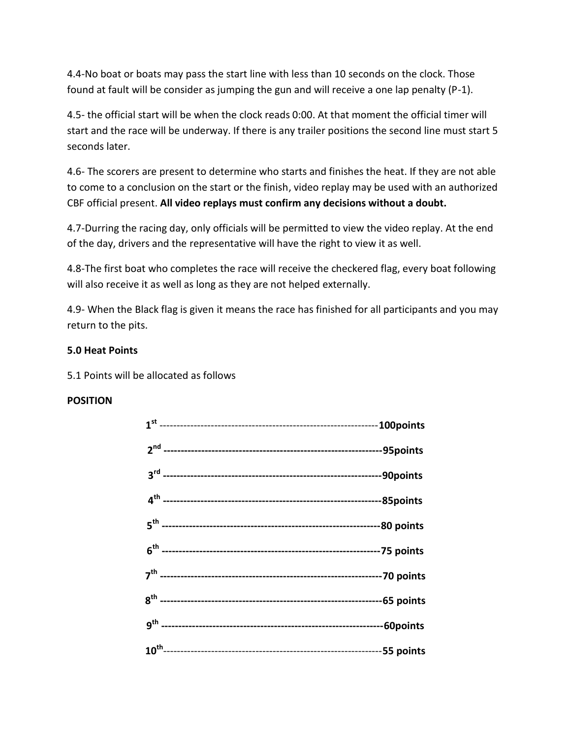4.4-No boat or boats may pass the start line with less than 10 seconds on the clock. Those found at fault will be consider as jumping the gun and will receive a one lap penalty (P-1).

4.5- the official start will be when the clock reads 0:00. At that moment the official timer will start and the race will be underway. If there is any trailer positions the second line must start 5 seconds later.

4.6- The scorers are present to determine who starts and finishes the heat. If they are not able to come to a conclusion on the start or the finish, video replay may be used with an authorized CBF official present. **All video replays must confirm any decisions without a doubt.**

4.7-Durring the racing day, only officials will be permitted to view the video replay. At the end of the day, drivers and the representative will have the right to view it as well.

4.8-The first boat who completes the race will receive the checkered flag, every boat following will also receive it as well as long as they are not helped externally.

4.9- When the Black flag is given it means the race has finished for all participants and you may return to the pits.

**5.0 Heat Points**

5.1 Points will be allocated as follows

**POSITION**

**1st** ---------------------------------------------------------------**100points**

**2nd** ---------------------------------------------------------------**95points**

**3rd** ---------------------------------------------------------------**90points**

**4th** ---------------------------------------------------------------**85points**

**5th** ---------------------------------------------------------------**80 points**

**6th** ---------------------------------------------------------------**75 points**

**7th** ---------------------------------------------------------------**70 points**

**8th** ---------------------------------------------------------------**65 points**

**9th** ---------------------------------------------------------------**60points**

**10th**---------------------------------------------------------------**55 points**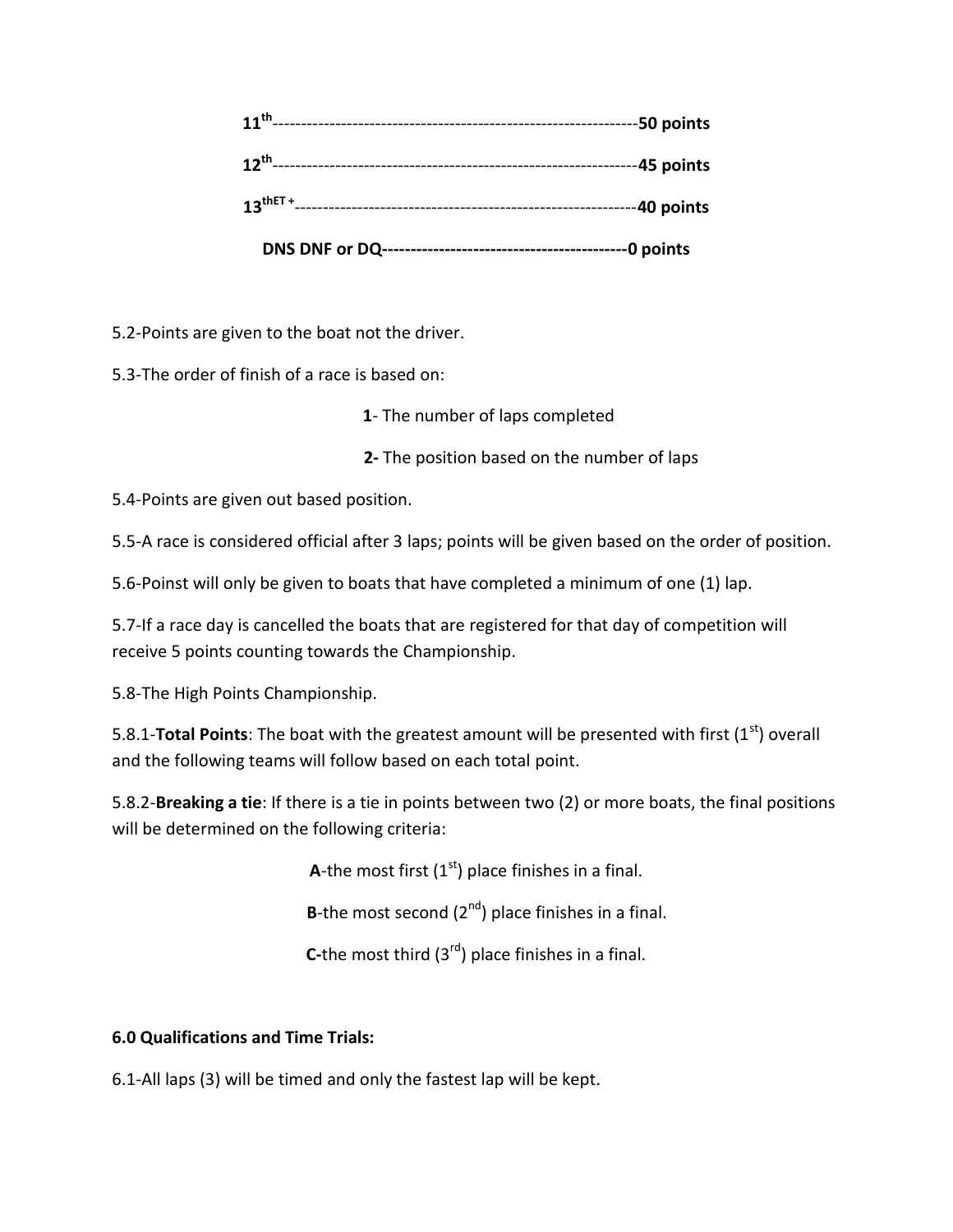**11th**----------------------------------------------------------------**50 points**

**12th**----------------------------------------------------------------**45 points**

**13thET +**------------------------------------------------------------**40 points**

**DNS DNF or DQ-------------------------------------------0 points**

5.2-Points are given to the boat not the driver.

5.3-The order of finish of a race is based on:

**1**- The number of laps completed

**2-** The position based on the number of laps

5.4-Points are given out based position.

5.5-A race is considered official after 3 laps; points will be given based on the order of position.

5.6-Poinst will only be given to boats that have completed a minimum of one (1) lap.

5.7-If a race day is cancelled the boats that are registered for that day of competition will receive 5 points counting towards the Championship.

5.8-The High Points Championship.

5.8.1-**Total Points**: The boat with the greatest amount will be presented with first (1st) overall and the following teams will follow based on each total point.

5.8.2-**Breaking a tie**: If there is a tie in points between two (2) or more boats, the final positions will be determined on the following criteria:

**A**-the most first (1st) place finishes in a final.

**B**-the most second (2nd) place finishes in a final.

**C-**the most third (3rd) place finishes in a final.

**6.0 Qualifications and Time Trials:**

6.1-All laps (3) will be timed and only the fastest lap will be kept.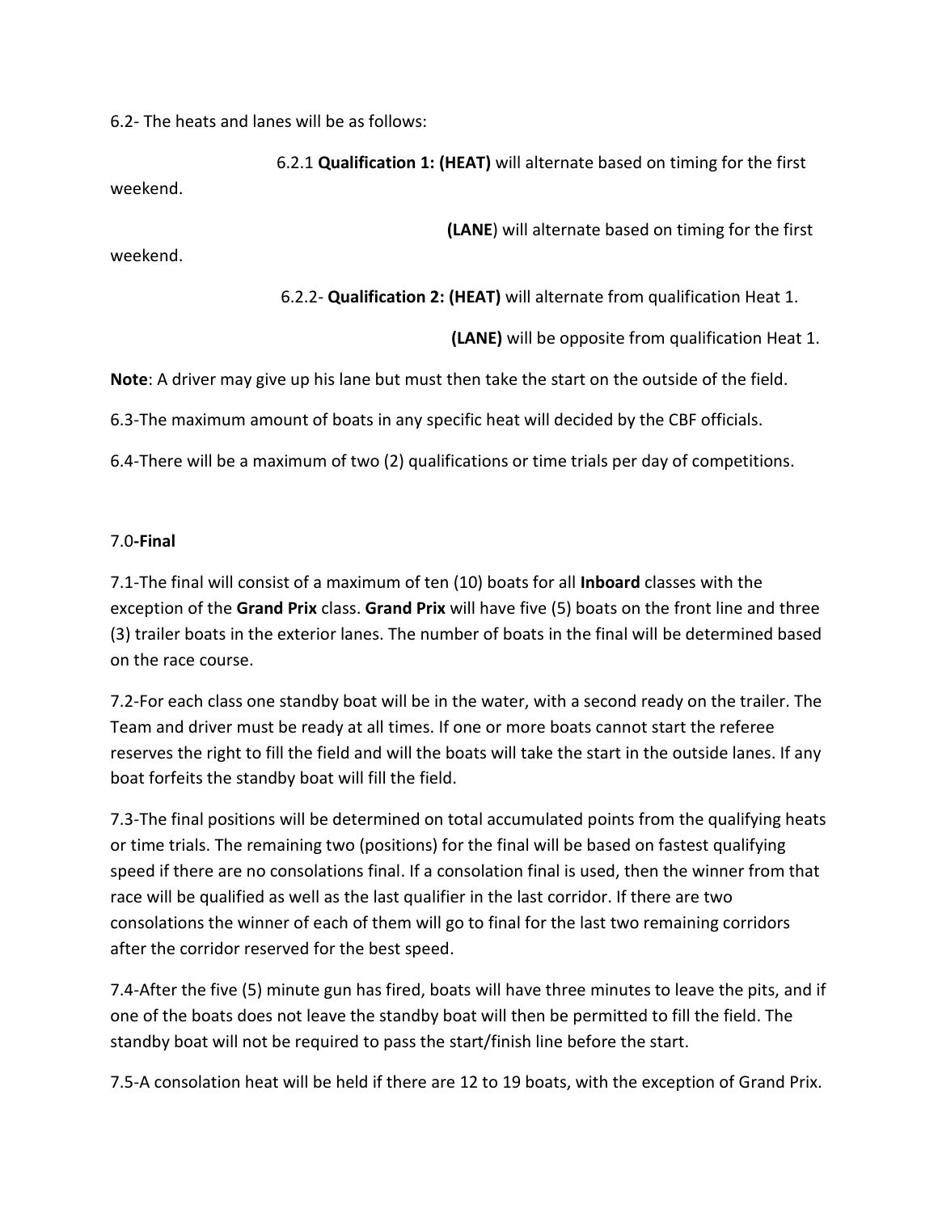6.2- The heats and lanes will be as follows:

6.2.1 **Qualification 1: (HEAT)** will alternate based on timing for the first weekend.

**(LANE**) will alternate based on timing for the first weekend.

6.2.2- **Qualification 2: (HEAT)** will alternate from qualification Heat 1.

**(LANE)** will be opposite from qualification Heat 1.

**Note**: A driver may give up his lane but must then take the start on the outside of the field.

6.3-The maximum amount of boats in any specific heat will decided by the CBF officials.

6.4-There will be a maximum of two (2) qualifications or time trials per day of competitions.

## 7.0-**Final**

7.1-The final will consist of a maximum of ten (10) boats for all **Inboard** classes with the exception of the **Grand Prix** class. **Grand Prix** will have five (5) boats on the front line and three (3) trailer boats in the exterior lanes. The number of boats in the final will be determined based on the race course.

7.2-For each class one standby boat will be in the water, with a second ready on the trailer. The Team and driver must be ready at all times. If one or more boats cannot start the referee reserves the right to fill the field and will the boats will take the start in the outside lanes. If any boat forfeits the standby boat will fill the field.

7.3-The final positions will be determined on total accumulated points from the qualifying heats or time trials. The remaining two (positions) for the final will be based on fastest qualifying speed if there are no consolations final. If a consolation final is used, then the winner from that race will be qualified as well as the last qualifier in the last corridor. If there are two consolations the winner of each of them will go to final for the last two remaining corridors after the corridor reserved for the best speed.

7.4-After the five (5) minute gun has fired, boats will have three minutes to leave the pits, and if one of the boats does not leave the standby boat will then be permitted to fill the field. The standby boat will not be required to pass the start/finish line before the start.

7.5-A consolation heat will be held if there are 12 to 19 boats, with the exception of Grand Prix.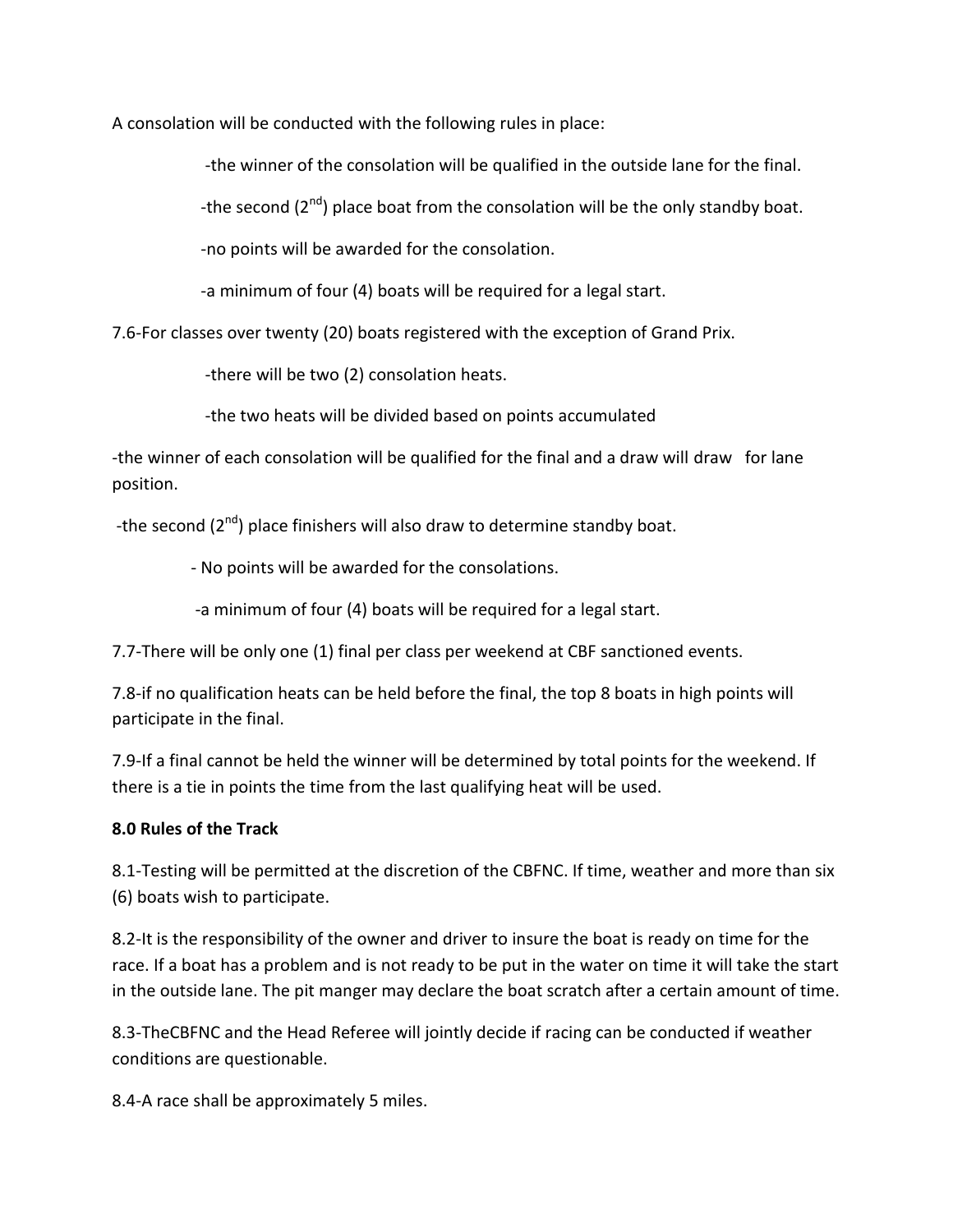A consolation will be conducted with the following rules in place:

-the winner of the consolation will be qualified in the outside lane for the final.

-the second (2nd) place boat from the consolation will be the only standby boat.

-no points will be awarded for the consolation.

-a minimum of four (4) boats will be required for a legal start.

7.6-For classes over twenty (20) boats registered with the exception of Grand Prix.

-there will be two (2) consolation heats.

-the two heats will be divided based on points accumulated

-the winner of each consolation will be qualified for the final and a draw will draw for lane position.

-the second (2nd) place finishers will also draw to determine standby boat.

- No points will be awarded for the consolations.

-a minimum of four (4) boats will be required for a legal start.

7.7-There will be only one (1) final per class per weekend at CBF sanctioned events.

7.8-if no qualification heats can be held before the final, the top 8 boats in high points will participate in the final.

7.9-If a final cannot be held the winner will be determined by total points for the weekend. If there is a tie in points the time from the last qualifying heat will be used.

**8.0 Rules of the Track**

8.1-Testing will be permitted at the discretion of the CBFNC. If time, weather and more than six (6) boats wish to participate.

8.2-It is the responsibility of the owner and driver to insure the boat is ready on time for the race. If a boat has a problem and is not ready to be put in the water on time it will take the start in the outside lane. The pit manger may declare the boat scratch after a certain amount of time.

8.3-TheCBFNC and the Head Referee will jointly decide if racing can be conducted if weather conditions are questionable.

8.4-A race shall be approximately 5 miles.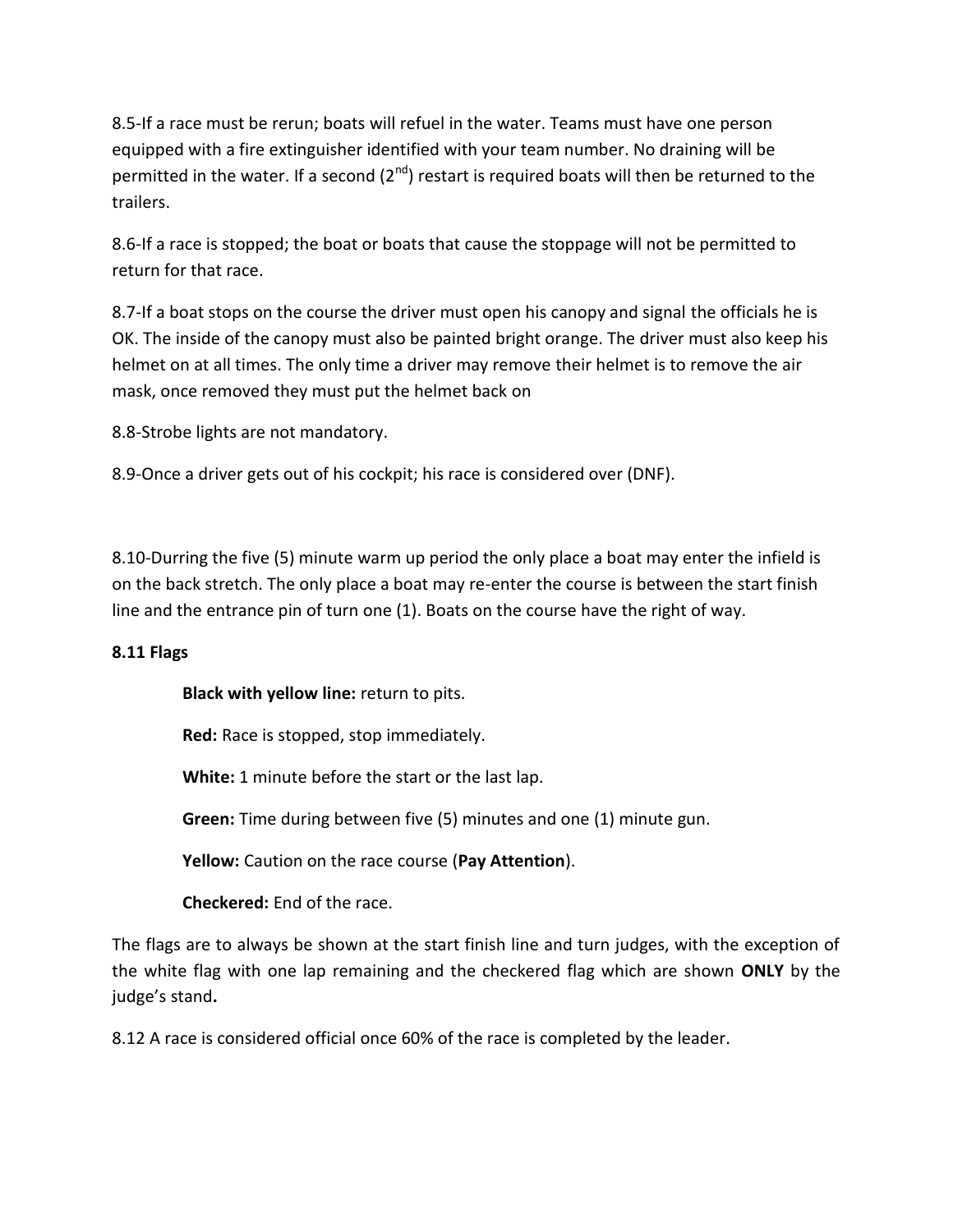8.5-If a race must be rerun; boats will refuel in the water. Teams must have one person equipped with a fire extinguisher identified with your team number. No draining will be permitted in the water. If a second (2nd) restart is required boats will then be returned to the trailers.

8.6-If a race is stopped; the boat or boats that cause the stoppage will not be permitted to return for that race.

8.7-If a boat stops on the course the driver must open his canopy and signal the officials he is OK. The inside of the canopy must also be painted bright orange. The driver must also keep his helmet on at all times. The only time a driver may remove their helmet is to remove the air mask, once removed they must put the helmet back on

8.8-Strobe lights are not mandatory.

8.9-Once a driver gets out of his cockpit; his race is considered over (DNF).

8.10-Durring the five (5) minute warm up period the only place a boat may enter the infield is on the back stretch. The only place a boat may re-enter the course is between the start finish line and the entrance pin of turn one (1). Boats on the course have the right of way.

**8.11 Flags**

**Black with yellow line:** return to pits.

**Red:** Race is stopped, stop immediately.

**White:** 1 minute before the start or the last lap.

**Green:** Time during between five (5) minutes and one (1) minute gun.

**Yellow:** Caution on the race course (**Pay Attention**).

**Checkered:** End of the race.

The flags are to always be shown at the start finish line and turn judges, with the exception of the white flag with one lap remaining and the checkered flag which are shown **ONLY** by the judge's stand**.**

8.12 A race is considered official once 60% of the race is completed by the leader.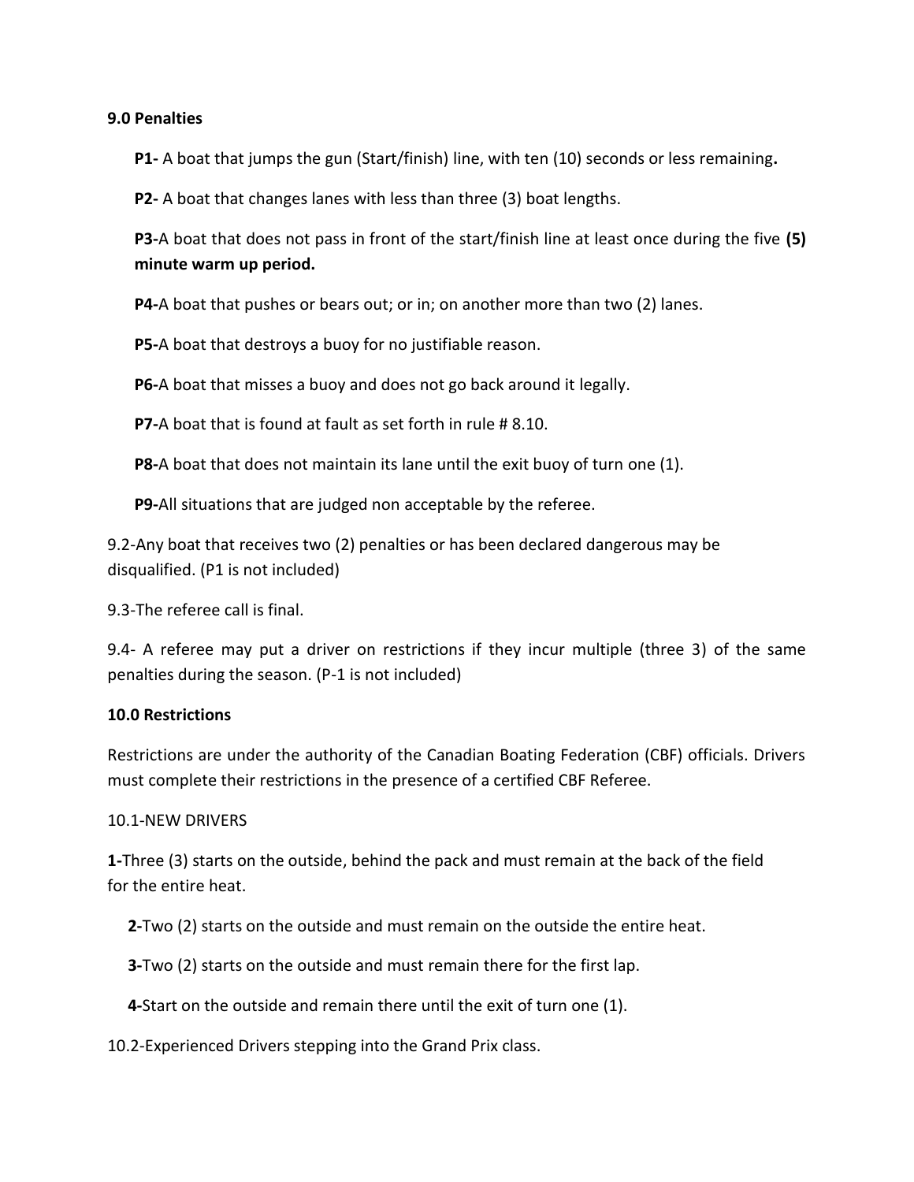**9.0 Penalties**

**P1-** A boat that jumps the gun (Start/finish) line, with ten (10) seconds or less remaining**.**

**P2-** A boat that changes lanes with less than three (3) boat lengths.

**P3-**A boat that does not pass in front of the start/finish line at least once during the five **(5) minute warm up period.**

**P4-**A boat that pushes or bears out; or in; on another more than two (2) lanes.

**P5-**A boat that destroys a buoy for no justifiable reason.

**P6-**A boat that misses a buoy and does not go back around it legally.

**P7-**A boat that is found at fault as set forth in rule # 8.10.

**P8-**A boat that does not maintain its lane until the exit buoy of turn one (1).

**P9-**All situations that are judged non acceptable by the referee.

9.2-Any boat that receives two (2) penalties or has been declared dangerous may be disqualified. (P1 is not included)

9.3-The referee call is final.

9.4- A referee may put a driver on restrictions if they incur multiple (three 3) of the same penalties during the season. (P-1 is not included)

**10.0 Restrictions**

Restrictions are under the authority of the Canadian Boating Federation (CBF) officials. Drivers must complete their restrictions in the presence of a certified CBF Referee.

10.1-NEW DRIVERS

**1-**Three (3) starts on the outside, behind the pack and must remain at the back of the field for the entire heat.

**2-**Two (2) starts on the outside and must remain on the outside the entire heat.

**3-**Two (2) starts on the outside and must remain there for the first lap.

**4-**Start on the outside and remain there until the exit of turn one (1).

10.2-Experienced Drivers stepping into the Grand Prix class.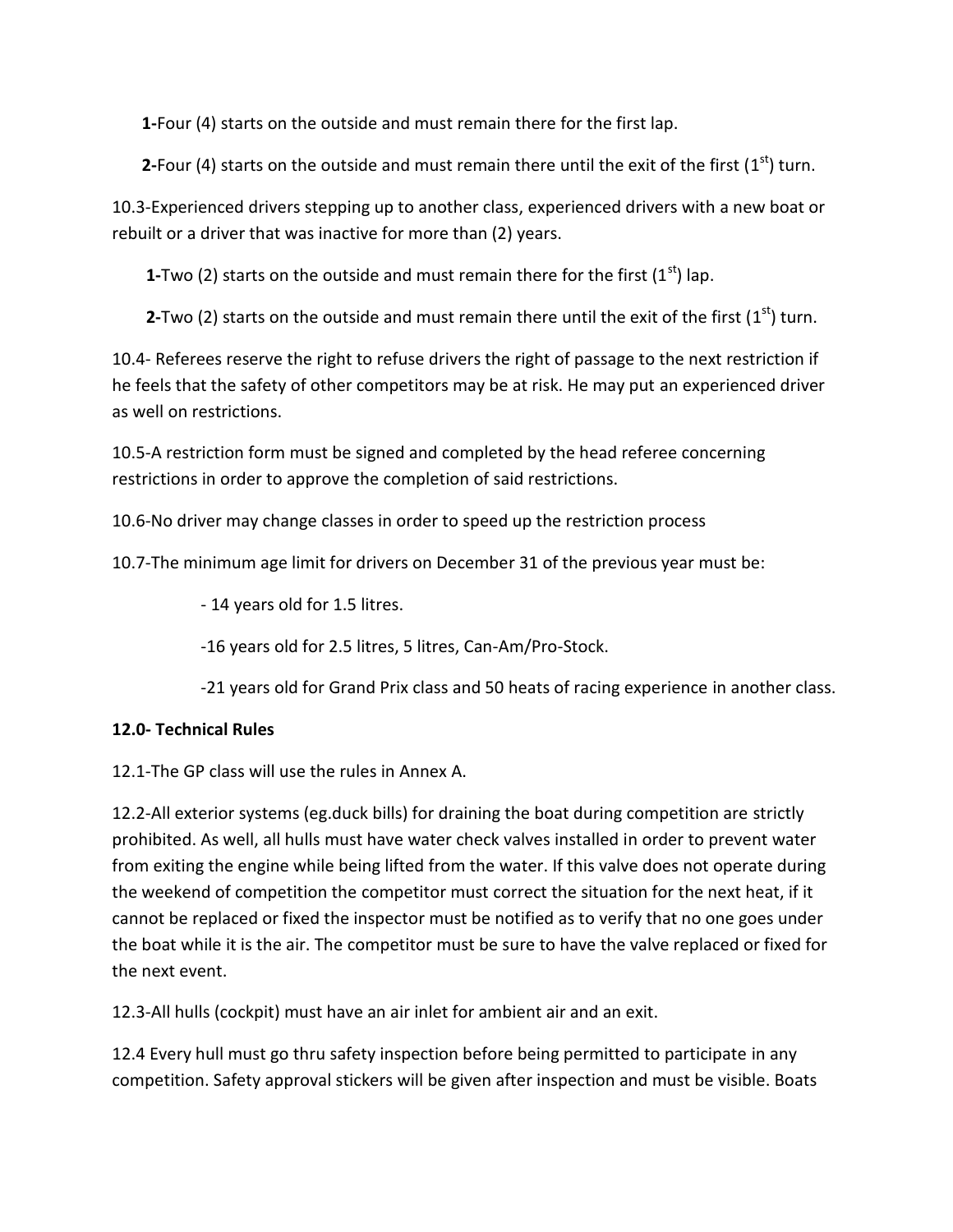**1-**Four (4) starts on the outside and must remain there for the first lap.

**2-**Four (4) starts on the outside and must remain there until the exit of the first (1st) turn.

10.3-Experienced drivers stepping up to another class, experienced drivers with a new boat or rebuilt or a driver that was inactive for more than (2) years.

**1-**Two (2) starts on the outside and must remain there for the first (1st) lap.

**2-**Two (2) starts on the outside and must remain there until the exit of the first (1st) turn.

10.4- Referees reserve the right to refuse drivers the right of passage to the next restriction if he feels that the safety of other competitors may be at risk. He may put an experienced driver as well on restrictions.

10.5-A restriction form must be signed and completed by the head referee concerning restrictions in order to approve the completion of said restrictions.

10.6-No driver may change classes in order to speed up the restriction process

10.7-The minimum age limit for drivers on December 31 of the previous year must be:

- 14 years old for 1.5 litres.
- 16 years old for 2.5 litres, 5 litres, Can-Am/Pro-Stock.
- 21 years old for Grand Prix class and 50 heats of racing experience in another class.

**12.0- Technical Rules**

12.1-The GP class will use the rules in Annex A.

12.2-All exterior systems (eg.duck bills) for draining the boat during competition are strictly prohibited. As well, all hulls must have water check valves installed in order to prevent water from exiting the engine while being lifted from the water. If this valve does not operate during the weekend of competition the competitor must correct the situation for the next heat, if it cannot be replaced or fixed the inspector must be notified as to verify that no one goes under the boat while it is the air. The competitor must be sure to have the valve replaced or fixed for the next event.

12.3-All hulls (cockpit) must have an air inlet for ambient air and an exit.

12.4 Every hull must go thru safety inspection before being permitted to participate in any competition. Safety approval stickers will be given after inspection and must be visible. Boats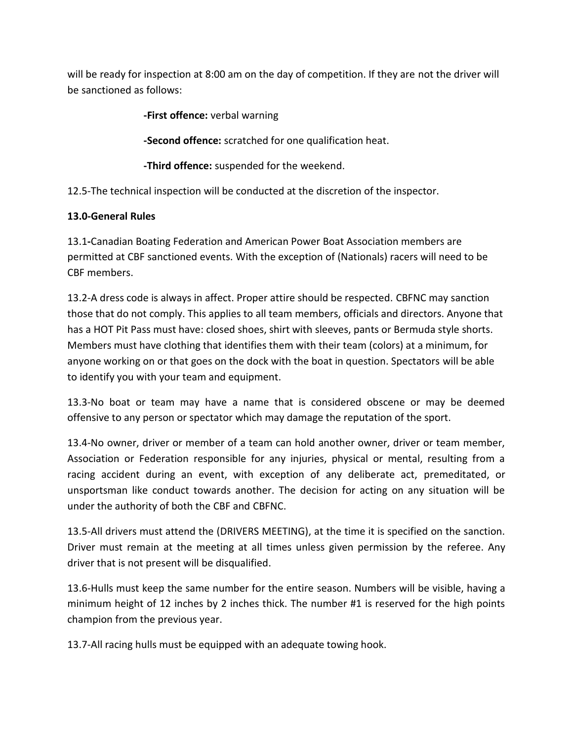will be ready for inspection at 8:00 am on the day of competition. If they are not the driver will be sanctioned as follows:

**-First offence:** verbal warning

**-Second offence:** scratched for one qualification heat.

**-Third offence:** suspended for the weekend.

12.5-The technical inspection will be conducted at the discretion of the inspector.

**13.0-General Rules**

13.1-Canadian Boating Federation and American Power Boat Association members are permitted at CBF sanctioned events. With the exception of (Nationals) racers will need to be CBF members.

13.2-A dress code is always in affect. Proper attire should be respected. CBFNC may sanction those that do not comply. This applies to all team members, officials and directors. Anyone that has a HOT Pit Pass must have: closed shoes, shirt with sleeves, pants or Bermuda style shorts. Members must have clothing that identifies them with their team (colors) at a minimum, for anyone working on or that goes on the dock with the boat in question. Spectators will be able to identify you with your team and equipment.

13.3-No boat or team may have a name that is considered obscene or may be deemed offensive to any person or spectator which may damage the reputation of the sport.

13.4-No owner, driver or member of a team can hold another owner, driver or team member, Association or Federation responsible for any injuries, physical or mental, resulting from a racing accident during an event, with exception of any deliberate act, premeditated, or unsportsman like conduct towards another. The decision for acting on any situation will be under the authority of both the CBF and CBFNC.

13.5-All drivers must attend the (DRIVERS MEETING), at the time it is specified on the sanction. Driver must remain at the meeting at all times unless given permission by the referee. Any driver that is not present will be disqualified.

13.6-Hulls must keep the same number for the entire season. Numbers will be visible, having a minimum height of 12 inches by 2 inches thick. The number #1 is reserved for the high points champion from the previous year.

13.7-All racing hulls must be equipped with an adequate towing hook.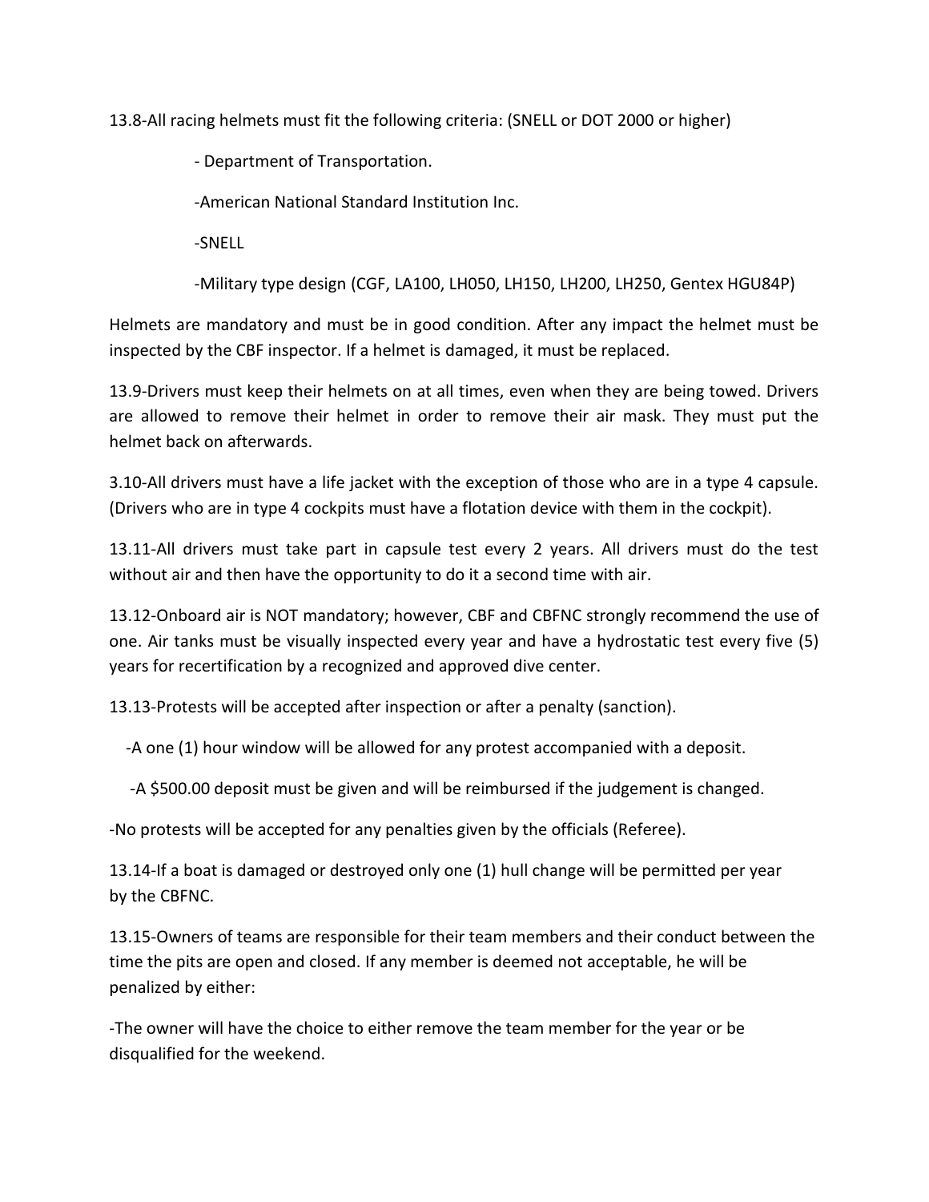13.8-All racing helmets must fit the following criteria: (SNELL or DOT 2000 or higher)

- Department of Transportation.
- American National Standard Institution Inc.
- SNELL
- Military type design (CGF, LA100, LH050, LH150, LH200, LH250, Gentex HGU84P)

Helmets are mandatory and must be in good condition. After any impact the helmet must be inspected by the CBF inspector. If a helmet is damaged, it must be replaced.

13.9-Drivers must keep their helmets on at all times, even when they are being towed. Drivers are allowed to remove their helmet in order to remove their air mask. They must put the helmet back on afterwards.

3.10-All drivers must have a life jacket with the exception of those who are in a type 4 capsule. (Drivers who are in type 4 cockpits must have a flotation device with them in the cockpit).

13.11-All drivers must take part in capsule test every 2 years. All drivers must do the test without air and then have the opportunity to do it a second time with air.

13.12-Onboard air is NOT mandatory; however, CBF and CBFNC strongly recommend the use of one. Air tanks must be visually inspected every year and have a hydrostatic test every five (5) years for recertification by a recognized and approved dive center.

13.13-Protests will be accepted after inspection or after a penalty (sanction).

- A one (1) hour window will be allowed for any protest accompanied with a deposit.
- A $500.00 deposit must be given and will be reimbursed if the judgement is changed.

-No protests will be accepted for any penalties given by the officials (Referee).

13.14-If a boat is damaged or destroyed only one (1) hull change will be permitted per year by the CBFNC.

13.15-Owners of teams are responsible for their team members and their conduct between the time the pits are open and closed. If any member is deemed not acceptable, he will be penalized by either:

-The owner will have the choice to either remove the team member for the year or be disqualified for the weekend.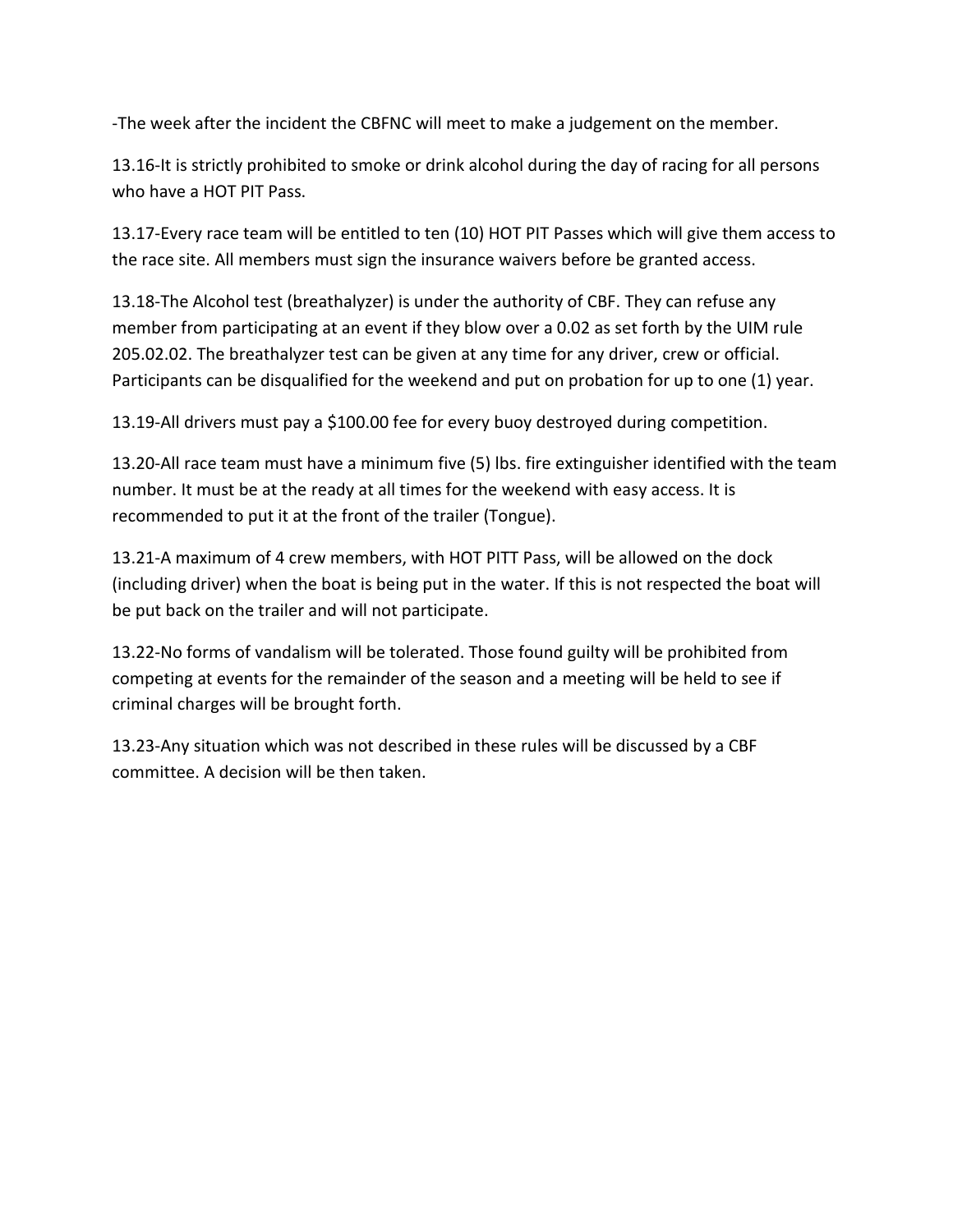-The week after the incident the CBFNC will meet to make a judgement on the member.

13.16-It is strictly prohibited to smoke or drink alcohol during the day of racing for all persons who have a HOT PIT Pass.

13.17-Every race team will be entitled to ten (10) HOT PIT Passes which will give them access to the race site. All members must sign the insurance waivers before be granted access.

13.18-The Alcohol test (breathalyzer) is under the authority of CBF. They can refuse any member from participating at an event if they blow over a 0.02 as set forth by the UIM rule 205.02.02. The breathalyzer test can be given at any time for any driver, crew or official. Participants can be disqualified for the weekend and put on probation for up to one (1) year.

13.19-All drivers must pay a $100.00 fee for every buoy destroyed during competition.

13.20-All race team must have a minimum five (5) lbs. fire extinguisher identified with the team number. It must be at the ready at all times for the weekend with easy access. It is recommended to put it at the front of the trailer (Tongue).

13.21-A maximum of 4 crew members, with HOT PITT Pass, will be allowed on the dock (including driver) when the boat is being put in the water. If this is not respected the boat will be put back on the trailer and will not participate.

13.22-No forms of vandalism will be tolerated. Those found guilty will be prohibited from competing at events for the remainder of the season and a meeting will be held to see if criminal charges will be brought forth.

13.23-Any situation which was not described in these rules will be discussed by a CBF committee. A decision will be then taken.